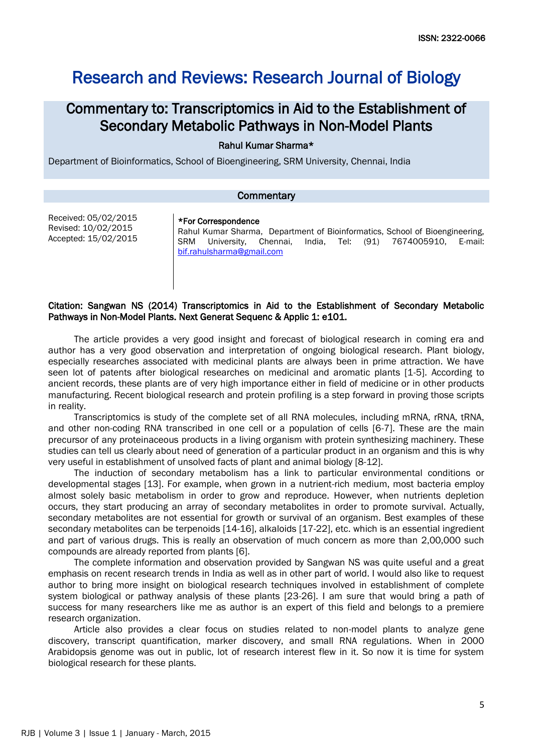ISSN: 2322-0066

# Research and Reviews: Research Journal of Biology

## Commentary to: Transcriptomics in Aid to the Establishment of Secondary Metabolic Pathways in Non-Model Plants

**Rahul Kumar Sharma***

Department of Bioinformatics, School of Bioengineering, SRM University, Chennai, India

### Commentary

Received: 05/02/2015
Revised: 10/02/2015
Accepted: 15/02/2015

**\*For Correspondence**

Rahul Kumar Sharma, Department of Bioinformatics, School of Bioengineering, SRM University, Chennai, India, Tel: (91) 7674005910, E-mail: bif.rahulsharma@gmail.com

**Citation: Sangwan NS (2014) Transcriptomics in Aid to the Establishment of Secondary Metabolic Pathways in Non-Model Plants. Next Generat Sequenc & Applic 1: e101.**

The article provides a very good insight and forecast of biological research in coming era and author has a very good observation and interpretation of ongoing biological research. Plant biology, especially researches associated with medicinal plants are always been in prime attraction. We have seen lot of patents after biological researches on medicinal and aromatic plants [1-5]. According to ancient records, these plants are of very high importance either in field of medicine or in other products manufacturing. Recent biological research and protein profiling is a step forward in proving those scripts in reality.

Transcriptomics is study of the complete set of all RNA molecules, including mRNA, rRNA, tRNA, and other non-coding RNA transcribed in one cell or a population of cells [6-7]. These are the main precursor of any proteinaceous products in a living organism with protein synthesizing machinery. These studies can tell us clearly about need of generation of a particular product in an organism and this is why very useful in establishment of unsolved facts of plant and animal biology [8-12].

The induction of secondary metabolism has a link to particular environmental conditions or developmental stages [13]. For example, when grown in a nutrient-rich medium, most bacteria employ almost solely basic metabolism in order to grow and reproduce. However, when nutrients depletion occurs, they start producing an array of secondary metabolites in order to promote survival. Actually, secondary metabolites are not essential for growth or survival of an organism. Best examples of these secondary metabolites can be terpenoids [14-16], alkaloids [17-22], etc. which is an essential ingredient and part of various drugs. This is really an observation of much concern as more than 2,00,000 such compounds are already reported from plants [6].

The complete information and observation provided by Sangwan NS was quite useful and a great emphasis on recent research trends in India as well as in other part of world. I would also like to request author to bring more insight on biological research techniques involved in establishment of complete system biological or pathway analysis of these plants [23-26]. I am sure that would bring a path of success for many researchers like me as author is an expert of this field and belongs to a premiere research organization.

Article also provides a clear focus on studies related to non-model plants to analyze gene discovery, transcript quantification, marker discovery, and small RNA regulations. When in 2000 Arabidopsis genome was out in public, lot of research interest flew in it. So now it is time for system biological research for these plants.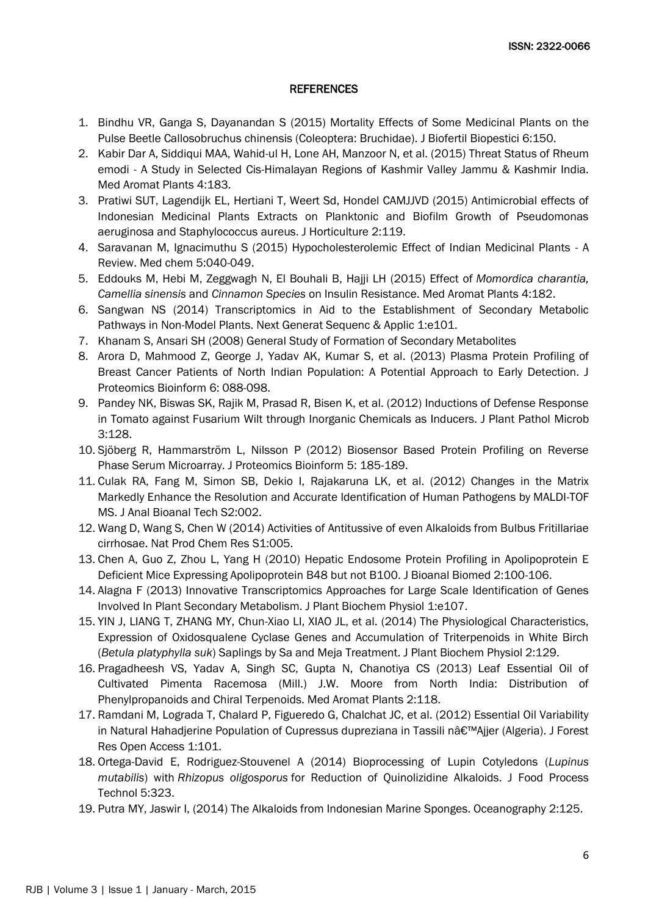## REFERENCES

1. Bindhu VR, Ganga S, Dayanandan S (2015) Mortality Effects of Some Medicinal Plants on the Pulse Beetle Callosobruchus chinensis (Coleoptera: Bruchidae). J Biofertil Biopestici 6:150.
2. Kabir Dar A, Siddiqui MAA, Wahid-ul H, Lone AH, Manzoor N, et al. (2015) Threat Status of Rheum emodi - A Study in Selected Cis-Himalayan Regions of Kashmir Valley Jammu & Kashmir India. Med Aromat Plants 4:183.
3. Pratiwi SUT, Lagendijk EL, Hertiani T, Weert Sd, Hondel CAMJJVD (2015) Antimicrobial effects of Indonesian Medicinal Plants Extracts on Planktonic and Biofilm Growth of Pseudomonas aeruginosa and Staphylococcus aureus. J Horticulture 2:119.
4. Saravanan M, Ignacimuthu S (2015) Hypocholesterolemic Effect of Indian Medicinal Plants - A Review. Med chem 5:040-049.
5. Eddouks M, Hebi M, Zeggwagh N, El Bouhali B, Hajji LH (2015) Effect of *Momordica charantia, Camellia sinensis* and *Cinnamon Species* on Insulin Resistance. Med Aromat Plants 4:182.
6. Sangwan NS (2014) Transcriptomics in Aid to the Establishment of Secondary Metabolic Pathways in Non-Model Plants. Next Generat Sequenc & Applic 1:e101.
7. Khanam S, Ansari SH (2008) General Study of Formation of Secondary Metabolites
8. Arora D, Mahmood Z, George J, Yadav AK, Kumar S, et al. (2013) Plasma Protein Profiling of Breast Cancer Patients of North Indian Population: A Potential Approach to Early Detection. J Proteomics Bioinform 6: 088-098.
9. Pandey NK, Biswas SK, Rajik M, Prasad R, Bisen K, et al. (2012) Inductions of Defense Response in Tomato against Fusarium Wilt through Inorganic Chemicals as Inducers. J Plant Pathol Microb 3:128.
10. Sjöberg R, Hammarström L, Nilsson P (2012) Biosensor Based Protein Profiling on Reverse Phase Serum Microarray. J Proteomics Bioinform 5: 185-189.
11. Culak RA, Fang M, Simon SB, Dekio I, Rajakaruna LK, et al. (2012) Changes in the Matrix Markedly Enhance the Resolution and Accurate Identification of Human Pathogens by MALDI-TOF MS. J Anal Bioanal Tech S2:002.
12. Wang D, Wang S, Chen W (2014) Activities of Antitussive of even Alkaloids from Bulbus Fritillariae cirrhosae. Nat Prod Chem Res S1:005.
13. Chen A, Guo Z, Zhou L, Yang H (2010) Hepatic Endosome Protein Profiling in Apolipoprotein E Deficient Mice Expressing Apolipoprotein B48 but not B100. J Bioanal Biomed 2:100-106.
14. Alagna F (2013) Innovative Transcriptomics Approaches for Large Scale Identification of Genes Involved In Plant Secondary Metabolism. J Plant Biochem Physiol 1:e107.
15. YIN J, LIANG T, ZHANG MY, Chun-Xiao LI, XIAO JL, et al. (2014) The Physiological Characteristics, Expression of Oxidosqualene Cyclase Genes and Accumulation of Triterpenoids in White Birch (*Betula platyphylla suk*) Saplings by Sa and Meja Treatment. J Plant Biochem Physiol 2:129.
16. Pragadheesh VS, Yadav A, Singh SC, Gupta N, Chanotiya CS (2013) Leaf Essential Oil of Cultivated Pimenta Racemosa (Mill.) J.W. Moore from North India: Distribution of Phenylpropanoids and Chiral Terpenoids. Med Aromat Plants 2:118.
17. Ramdani M, Lograda T, Chalard P, Figueredo G, Chalchat JC, et al. (2012) Essential Oil Variability in Natural Hahadjerine Population of Cupressus dupreziana in Tassili nâ€™Ajjer (Algeria). J Forest Res Open Access 1:101.
18. Ortega-David E, Rodriguez-Stouvenel A (2014) Bioprocessing of Lupin Cotyledons (*Lupinus mutabilis*) with *Rhizopus oligosporus* for Reduction of Quinolizidine Alkaloids. J Food Process Technol 5:323.
19. Putra MY, Jaswir I, (2014) The Alkaloids from Indonesian Marine Sponges. Oceanography 2:125.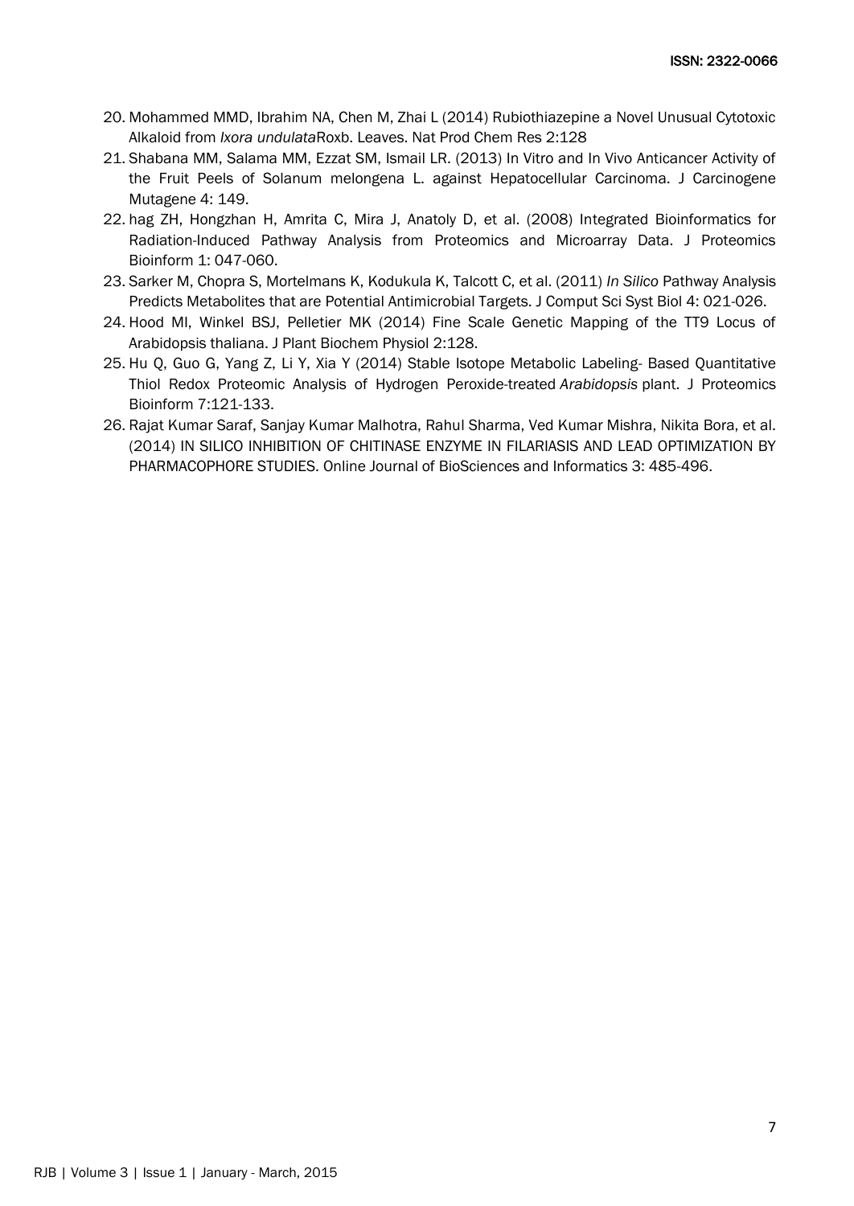20. Mohammed MMD, Ibrahim NA, Chen M, Zhai L (2014) Rubiothiazepine a Novel Unusual Cytotoxic Alkaloid from *Ixora undulata*Roxb. Leaves. Nat Prod Chem Res 2:128
21. Shabana MM, Salama MM, Ezzat SM, Ismail LR. (2013) In Vitro and In Vivo Anticancer Activity of the Fruit Peels of Solanum melongena L. against Hepatocellular Carcinoma. J Carcinogene Mutagene 4: 149.
22. hag ZH, Hongzhan H, Amrita C, Mira J, Anatoly D, et al. (2008) Integrated Bioinformatics for Radiation-Induced Pathway Analysis from Proteomics and Microarray Data. J Proteomics Bioinform 1: 047-060.
23. Sarker M, Chopra S, Mortelmans K, Kodukula K, Talcott C, et al. (2011) *In Silico* Pathway Analysis Predicts Metabolites that are Potential Antimicrobial Targets. J Comput Sci Syst Biol 4: 021-026.
24. Hood MI, Winkel BSJ, Pelletier MK (2014) Fine Scale Genetic Mapping of the TT9 Locus of Arabidopsis thaliana. J Plant Biochem Physiol 2:128.
25. Hu Q, Guo G, Yang Z, Li Y, Xia Y (2014) Stable Isotope Metabolic Labeling- Based Quantitative Thiol Redox Proteomic Analysis of Hydrogen Peroxide-treated *Arabidopsis* plant. J Proteomics Bioinform 7:121-133.
26. Rajat Kumar Saraf, Sanjay Kumar Malhotra, Rahul Sharma, Ved Kumar Mishra, Nikita Bora, et al. (2014) IN SILICO INHIBITION OF CHITINASE ENZYME IN FILARIASIS AND LEAD OPTIMIZATION BY PHARMACOPHORE STUDIES. Online Journal of BioSciences and Informatics 3: 485-496.